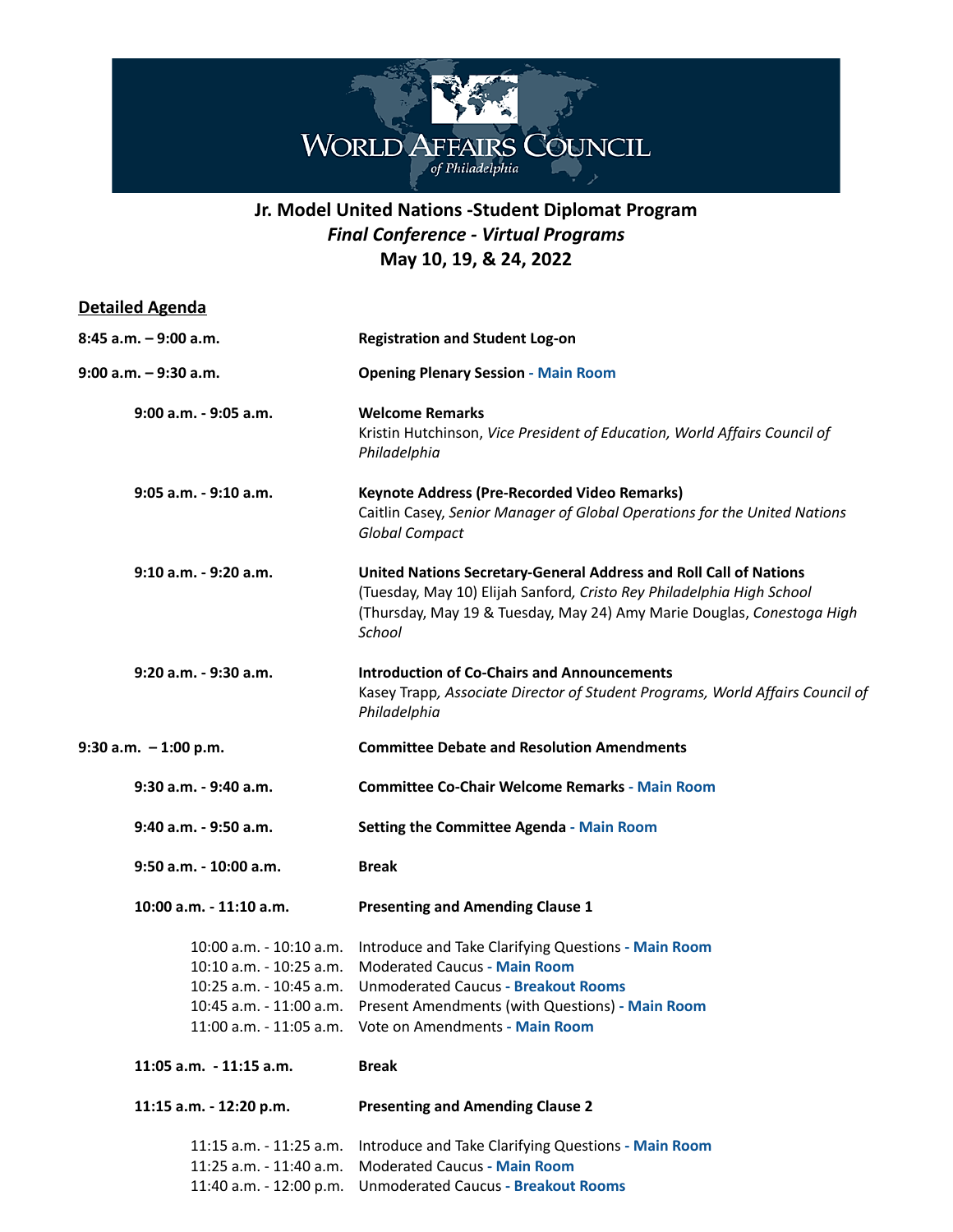# World Affairs Council of Philadelphia

## Jr. Model United Nations -Student Diplomat Program
### *Final Conference - Virtual Programs*
### May 10, 19, & 24, 2022

**Detailed Agenda**

**8:45 a.m. – 9:00 a.m.** — **Registration and Student Log-on**

**9:00 a.m. – 9:30 a.m.** — **Opening Plenary Session - Main Room**

- **9:00 a.m. - 9:05 a.m.** — **Welcome Remarks**
  Kristin Hutchinson, *Vice President of Education, World Affairs Council of Philadelphia*

- **9:05 a.m. - 9:10 a.m.** — **Keynote Address (Pre-Recorded Video Remarks)**
  Caitlin Casey, *Senior Manager of Global Operations for the United Nations Global Compact*

- **9:10 a.m. - 9:20 a.m.** — **United Nations Secretary-General Address and Roll Call of Nations**
  (Tuesday, May 10) Elijah Sanford, *Cristo Rey Philadelphia High School*
  (Thursday, May 19 & Tuesday, May 24) Amy Marie Douglas, *Conestoga High School*

- **9:20 a.m. - 9:30 a.m.** — **Introduction of Co-Chairs and Announcements**
  Kasey Trapp, *Associate Director of Student Programs, World Affairs Council of Philadelphia*

**9:30 a.m. – 1:00 p.m.** — **Committee Debate and Resolution Amendments**

- **9:30 a.m. - 9:40 a.m.** — **Committee Co-Chair Welcome Remarks - Main Room**

- **9:40 a.m. - 9:50 a.m.** — **Setting the Committee Agenda - Main Room**

- **9:50 a.m. - 10:00 a.m.** — **Break**

- **10:00 a.m. - 11:10 a.m.** — **Presenting and Amending Clause 1**
  - 10:00 a.m. - 10:10 a.m. — Introduce and Take Clarifying Questions - **Main Room**
  - 10:10 a.m. - 10:25 a.m. — Moderated Caucus - **Main Room**
  - 10:25 a.m. - 10:45 a.m. — Unmoderated Caucus - **Breakout Rooms**
  - 10:45 a.m. - 11:00 a.m. — Present Amendments (with Questions) - **Main Room**
  - 11:00 a.m. - 11:05 a.m. — Vote on Amendments - **Main Room**

- **11:05 a.m. - 11:15 a.m.** — **Break**

- **11:15 a.m. - 12:20 p.m.** — **Presenting and Amending Clause 2**
  - 11:15 a.m. - 11:25 a.m. — Introduce and Take Clarifying Questions - **Main Room**
  - 11:25 a.m. - 11:40 a.m. — Moderated Caucus - **Main Room**
  - 11:40 a.m. - 12:00 p.m. — Unmoderated Caucus - **Breakout Rooms**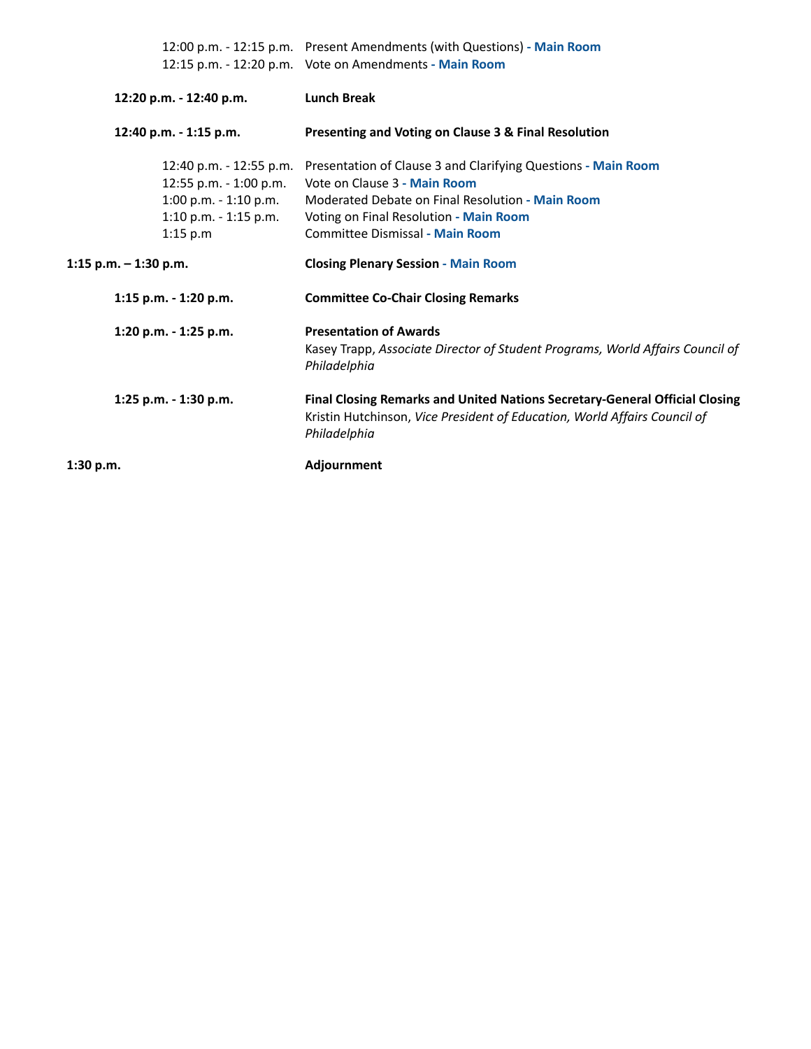| | |
|---|---|
| 12:00 p.m. - 12:15 p.m. | Present Amendments (with Questions) - **Main Room** |
| 12:15 p.m. - 12:20 p.m. | Vote on Amendments **- Main Room** |
| **12:20 p.m. - 12:40 p.m.** | **Lunch Break** |
| **12:40 p.m. - 1:15 p.m.** | **Presenting and Voting on Clause 3 & Final Resolution** |
| 12:40 p.m. - 12:55 p.m. | Presentation of Clause 3 and Clarifying Questions - **Main Room** |
| 12:55 p.m. - 1:00 p.m. | Vote on Clause 3 **- Main Room** |
| 1:00 p.m. - 1:10 p.m. | Moderated Debate on Final Resolution - **Main Room** |
| 1:10 p.m. - 1:15 p.m. | Voting on Final Resolution **- Main Room** |
| 1:15 p.m | Committee Dismissal **- Main Room** |
| **1:15 p.m. – 1:30 p.m.** | **Closing Plenary Session - Main Room** |
| **1:15 p.m. - 1:20 p.m.** | **Committee Co-Chair Closing Remarks** |
| **1:20 p.m. - 1:25 p.m.** | **Presentation of Awards**<br>Kasey Trapp, *Associate Director of Student Programs, World Affairs Council of Philadelphia* |
| **1:25 p.m. - 1:30 p.m.** | **Final Closing Remarks and United Nations Secretary-General Official Closing**<br>Kristin Hutchinson, *Vice President of Education, World Affairs Council of Philadelphia* |
| **1:30 p.m.** | **Adjournment** |